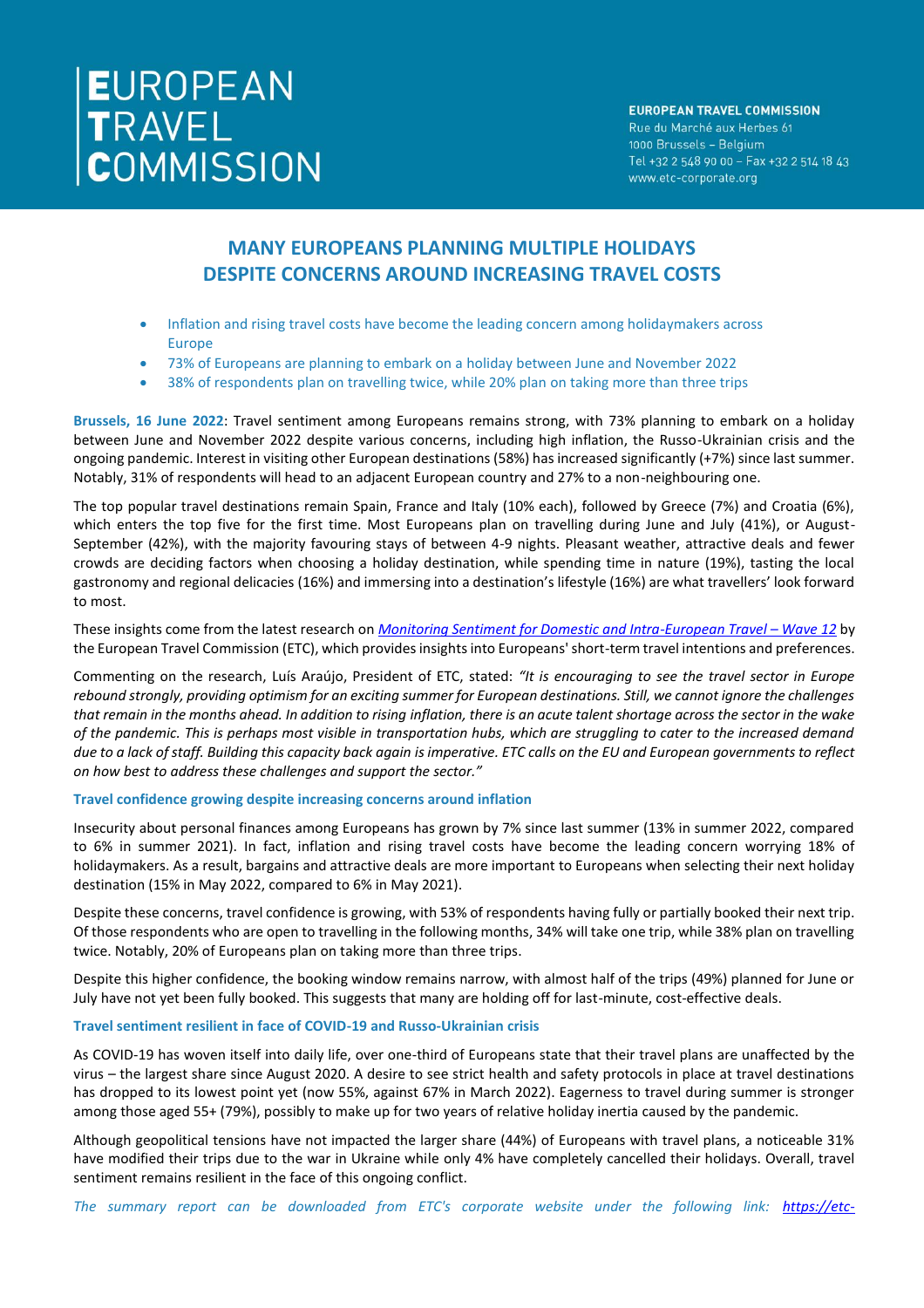# EUROPEAN TRAVEL COMMISSION

**EUROPEAN TRAVEL COMMISSION**
Rue du Marché aux Herbes 61
1000 Brussels – Belgium
Tel +32 2 548 90 00 – Fax +32 2 514 18 43
www.etc-corporate.org

## MANY EUROPEANS PLANNING MULTIPLE HOLIDAYS DESPITE CONCERNS AROUND INCREASING TRAVEL COSTS

- Inflation and rising travel costs have become the leading concern among holidaymakers across Europe
- 73% of Europeans are planning to embark on a holiday between June and November 2022
- 38% of respondents plan on travelling twice, while 20% plan on taking more than three trips

**Brussels, 16 June 2022**: Travel sentiment among Europeans remains strong, with 73% planning to embark on a holiday between June and November 2022 despite various concerns, including high inflation, the Russo-Ukrainian crisis and the ongoing pandemic. Interest in visiting other European destinations (58%) has increased significantly (+7%) since last summer. Notably, 31% of respondents will head to an adjacent European country and 27% to a non-neighbouring one.

The top popular travel destinations remain Spain, France and Italy (10% each), followed by Greece (7%) and Croatia (6%), which enters the top five for the first time. Most Europeans plan on travelling during June and July (41%), or August-September (42%), with the majority favouring stays of between 4-9 nights. Pleasant weather, attractive deals and fewer crowds are deciding factors when choosing a holiday destination, while spending time in nature (19%), tasting the local gastronomy and regional delicacies (16%) and immersing into a destination's lifestyle (16%) are what travellers' look forward to most.

These insights come from the latest research on *Monitoring Sentiment for Domestic and Intra-European Travel – Wave 12* by the European Travel Commission (ETC), which provides insights into Europeans' short-term travel intentions and preferences.

Commenting on the research, Luís Araújo, President of ETC, stated: *"It is encouraging to see the travel sector in Europe rebound strongly, providing optimism for an exciting summer for European destinations. Still, we cannot ignore the challenges that remain in the months ahead. In addition to rising inflation, there is an acute talent shortage across the sector in the wake of the pandemic. This is perhaps most visible in transportation hubs, which are struggling to cater to the increased demand due to a lack of staff. Building this capacity back again is imperative. ETC calls on the EU and European governments to reflect on how best to address these challenges and support the sector."*

### Travel confidence growing despite increasing concerns around inflation

Insecurity about personal finances among Europeans has grown by 7% since last summer (13% in summer 2022, compared to 6% in summer 2021). In fact, inflation and rising travel costs have become the leading concern worrying 18% of holidaymakers. As a result, bargains and attractive deals are more important to Europeans when selecting their next holiday destination (15% in May 2022, compared to 6% in May 2021).

Despite these concerns, travel confidence is growing, with 53% of respondents having fully or partially booked their next trip. Of those respondents who are open to travelling in the following months, 34% will take one trip, while 38% plan on travelling twice. Notably, 20% of Europeans plan on taking more than three trips.

Despite this higher confidence, the booking window remains narrow, with almost half of the trips (49%) planned for June or July have not yet been fully booked. This suggests that many are holding off for last-minute, cost-effective deals.

### Travel sentiment resilient in face of COVID-19 and Russo-Ukrainian crisis

As COVID-19 has woven itself into daily life, over one-third of Europeans state that their travel plans are unaffected by the virus – the largest share since August 2020. A desire to see strict health and safety protocols in place at travel destinations has dropped to its lowest point yet (now 55%, against 67% in March 2022). Eagerness to travel during summer is stronger among those aged 55+ (79%), possibly to make up for two years of relative holiday inertia caused by the pandemic.

Although geopolitical tensions have not impacted the larger share (44%) of Europeans with travel plans, a noticeable 31% have modified their trips due to the war in Ukraine while only 4% have completely cancelled their holidays. Overall, travel sentiment remains resilient in the face of this ongoing conflict.

*The summary report can be downloaded from ETC's corporate website under the following link: https://etc-*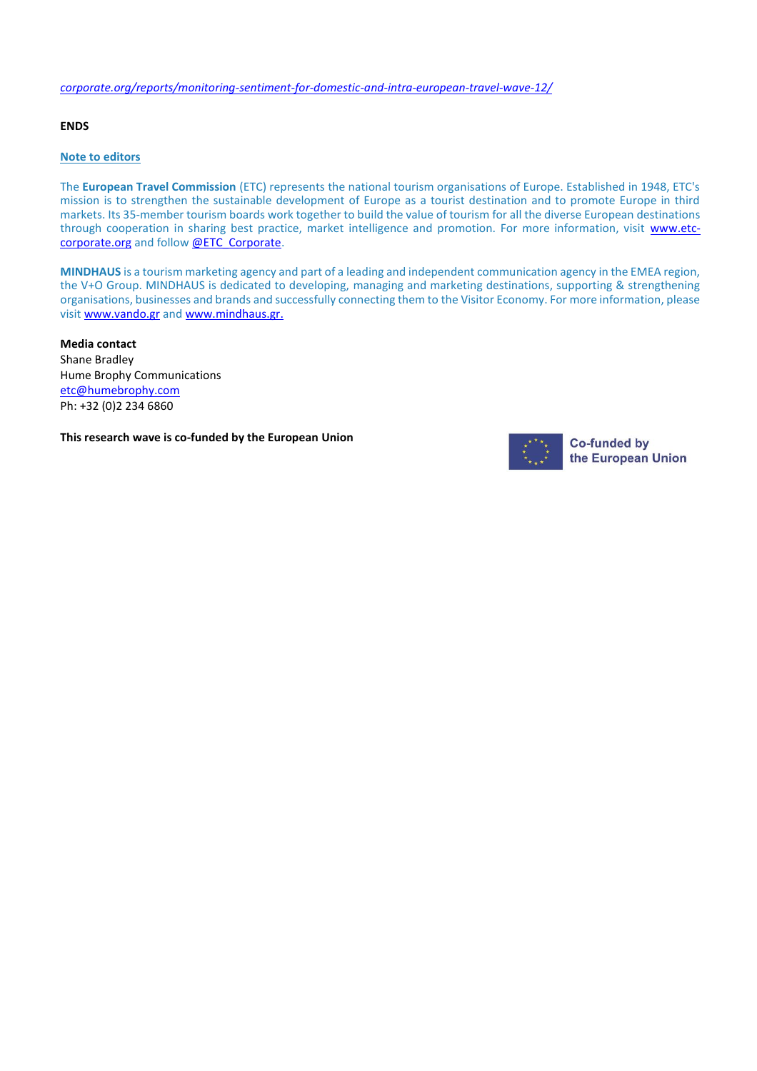*corporate.org/reports/monitoring-sentiment-for-domestic-and-intra-european-travel-wave-12/*

**ENDS**

**Note to editors**

The **European Travel Commission** (ETC) represents the national tourism organisations of Europe. Established in 1948, ETC's mission is to strengthen the sustainable development of Europe as a tourist destination and to promote Europe in third markets. Its 35-member tourism boards work together to build the value of tourism for all the diverse European destinations through cooperation in sharing best practice, market intelligence and promotion. For more information, visit www.etc-corporate.org and follow @ETC_Corporate.

**MINDHAUS** is a tourism marketing agency and part of a leading and independent communication agency in the EMEA region, the V+O Group. MINDHAUS is dedicated to developing, managing and marketing destinations, supporting & strengthening organisations, businesses and brands and successfully connecting them to the Visitor Economy. For more information, please visit www.vando.gr and www.mindhaus.gr.

**Media contact**
Shane Bradley
Hume Brophy Communications
etc@humebrophy.com
Ph: +32 (0)2 234 6860

**This research wave is co-funded by the European Union**

Co-funded by the European Union